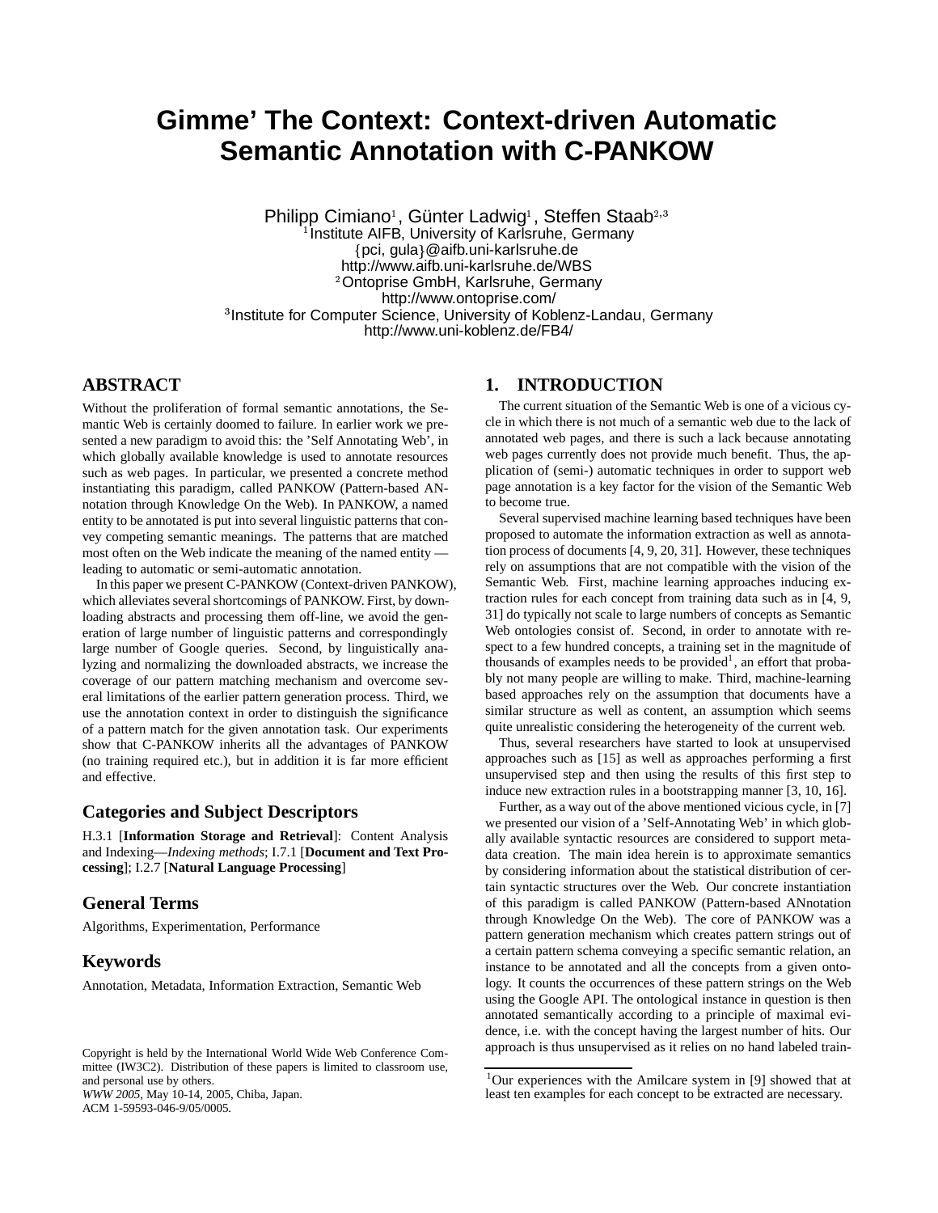# Gimme' The Context: Context-driven Automatic Semantic Annotation with C-PANKOW

Philipp Cimiano[1], Günter Ladwig[1], Steffen Staab[2,3]
[1]Institute AIFB, University of Karlsruhe, Germany
{pci, gula}@aifb.uni-karlsruhe.de
http://www.aifb.uni-karlsruhe.de/WBS
[2]Ontoprise GmbH, Karlsruhe, Germany
http://www.ontoprise.com/
[3]Institute for Computer Science, University of Koblenz-Landau, Germany
http://www.uni-koblenz.de/FB4/

## ABSTRACT

Without the proliferation of formal semantic annotations, the Semantic Web is certainly doomed to failure. In earlier work we presented a new paradigm to avoid this: the 'Self Annotating Web', in which globally available knowledge is used to annotate resources such as web pages. In particular, we presented a concrete method instantiating this paradigm, called PANKOW (Pattern-based ANnotation through Knowledge On the Web). In PANKOW, a named entity to be annotated is put into several linguistic patterns that convey competing semantic meanings. The patterns that are matched most often on the Web indicate the meaning of the named entity — leading to automatic or semi-automatic annotation.

In this paper we present C-PANKOW (Context-driven PANKOW), which alleviates several shortcomings of PANKOW. First, by downloading abstracts and processing them off-line, we avoid the generation of large number of linguistic patterns and correspondingly large number of Google queries. Second, by linguistically analyzing and normalizing the downloaded abstracts, we increase the coverage of our pattern matching mechanism and overcome several limitations of the earlier pattern generation process. Third, we use the annotation context in order to distinguish the significance of a pattern match for the given annotation task. Our experiments show that C-PANKOW inherits all the advantages of PANKOW (no training required etc.), but in addition it is far more efficient and effective.

### Categories and Subject Descriptors

H.3.1 [**Information Storage and Retrieval**]: Content Analysis and Indexing—*Indexing methods*; I.7.1 [**Document and Text Processing**]; I.2.7 [**Natural Language Processing**]

### General Terms

Algorithms, Experimentation, Performance

### Keywords

Annotation, Metadata, Information Extraction, Semantic Web

Copyright is held by the International World Wide Web Conference Committee (IW3C2). Distribution of these papers is limited to classroom use, and personal use by others.
*WWW 2005*, May 10-14, 2005, Chiba, Japan.
ACM 1-59593-046-9/05/0005.

## 1. INTRODUCTION

The current situation of the Semantic Web is one of a vicious cycle in which there is not much of a semantic web due to the lack of annotated web pages, and there is such a lack because annotating web pages currently does not provide much benefit. Thus, the application of (semi-) automatic techniques in order to support web page annotation is a key factor for the vision of the Semantic Web to become true.

Several supervised machine learning based techniques have been proposed to automate the information extraction as well as annotation process of documents [4, 9, 20, 31]. However, these techniques rely on assumptions that are not compatible with the vision of the Semantic Web. First, machine learning approaches inducing extraction rules for each concept from training data such as in [4, 9, 31] do typically not scale to large numbers of concepts as Semantic Web ontologies consist of. Second, in order to annotate with respect to a few hundred concepts, a training set in the magnitude of thousands of examples needs to be provided[1], an effort that probably not many people are willing to make. Third, machine-learning based approaches rely on the assumption that documents have a similar structure as well as content, an assumption which seems quite unrealistic considering the heterogeneity of the current web.

Thus, several researchers have started to look at unsupervised approaches such as [15] as well as approaches performing a first unsupervised step and then using the results of this first step to induce new extraction rules in a bootstrapping manner [3, 10, 16].

Further, as a way out of the above mentioned vicious cycle, in [7] we presented our vision of a 'Self-Annotating Web' in which globally available syntactic resources are considered to support metadata creation. The main idea herein is to approximate semantics by considering information about the statistical distribution of certain syntactic structures over the Web. Our concrete instantiation of this paradigm is called PANKOW (Pattern-based ANnotation through Knowledge On the Web). The core of PANKOW was a pattern generation mechanism which creates pattern strings out of a certain pattern schema conveying a specific semantic relation, an instance to be annotated and all the concepts from a given ontology. It counts the occurrences of these pattern strings on the Web using the Google API. The ontological instance in question is then annotated semantically according to a principle of maximal evidence, i.e. with the concept having the largest number of hits. Our approach is thus unsupervised as it relies on no hand labeled train-

[1]Our experiences with the Amilcare system in [9] showed that at least ten examples for each concept to be extracted are necessary.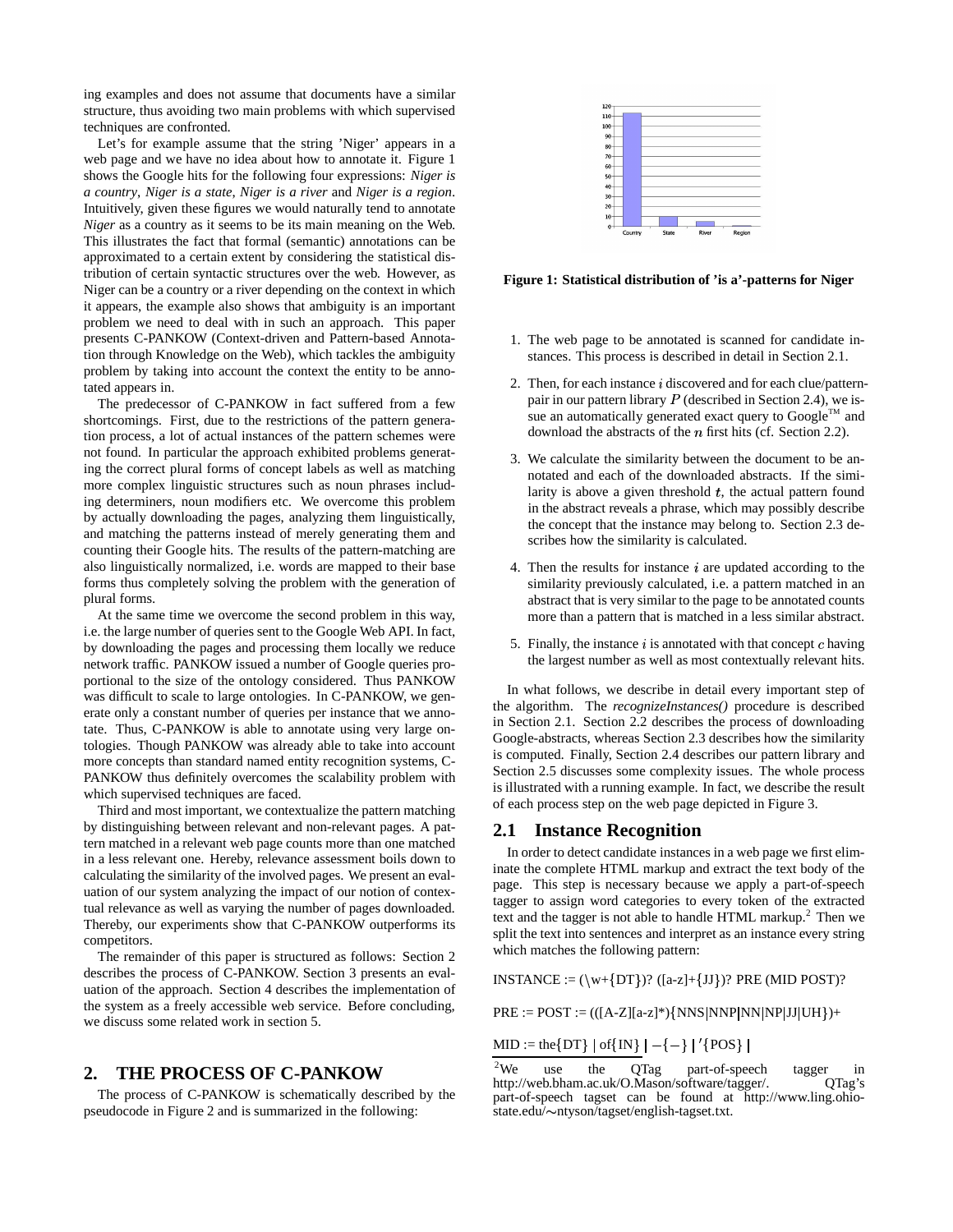ing examples and does not assume that documents have a similar structure, thus avoiding two main problems with which supervised techniques are confronted.

Let's for example assume that the string 'Niger' appears in a web page and we have no idea about how to annotate it. Figure 1 shows the Google hits for the following four expressions: *Niger is a country*, *Niger is a state*, *Niger is a river* and *Niger is a region*. Intuitively, given these figures we would naturally tend to annotate *Niger* as a country as it seems to be its main meaning on the Web. This illustrates the fact that formal (semantic) annotations can be approximated to a certain extent by considering the statistical distribution of certain syntactic structures over the web. However, as Niger can be a country or a river depending on the context in which it appears, the example also shows that ambiguity is an important problem we need to deal with in such an approach. This paper presents C-PANKOW (Context-driven and Pattern-based Annotation through Knowledge on the Web), which tackles the ambiguity problem by taking into account the context the entity to be annotated appears in.

The predecessor of C-PANKOW in fact suffered from a few shortcomings. First, due to the restrictions of the pattern generation process, a lot of actual instances of the pattern schemes were not found. In particular the approach exhibited problems generating the correct plural forms of concept labels as well as matching more complex linguistic structures such as noun phrases including determiners, noun modifiers etc. We overcome this problem by actually downloading the pages, analyzing them linguistically, and matching the patterns instead of merely generating them and counting their Google hits. The results of the pattern-matching are also linguistically normalized, i.e. words are mapped to their base forms thus completely solving the problem with the generation of plural forms.

At the same time we overcome the second problem in this way, i.e. the large number of queries sent to the Google Web API. In fact, by downloading the pages and processing them locally we reduce network traffic. PANKOW issued a number of Google queries proportional to the size of the ontology considered. Thus PANKOW was difficult to scale to large ontologies. In C-PANKOW, we generate only a constant number of queries per instance that we annotate. Thus, C-PANKOW is able to annotate using very large ontologies. Though PANKOW was already able to take into account more concepts than standard named entity recognition systems, C-PANKOW thus definitely overcomes the scalability problem with which supervised techniques are faced.

Third and most important, we contextualize the pattern matching by distinguishing between relevant and non-relevant pages. A pattern matched in a relevant web page counts more than one matched in a less relevant one. Hereby, relevance assessment boils down to calculating the similarity of the involved pages. We present an evaluation of our system analyzing the impact of our notion of contextual relevance as well as varying the number of pages downloaded. Thereby, our experiments show that C-PANKOW outperforms its competitors.

The remainder of this paper is structured as follows: Section 2 describes the process of C-PANKOW. Section 3 presents an evaluation of the approach. Section 4 describes the implementation of the system as a freely accessible web service. Before concluding, we discuss some related work in section 5.

## 2. THE PROCESS OF C-PANKOW

The process of C-PANKOW is schematically described by the pseudocode in Figure 2 and is summarized in the following:

**Figure 1: Statistical distribution of 'is a'-patterns for Niger**

1. The web page to be annotated is scanned for candidate instances. This process is described in detail in Section 2.1.
2. Then, for each instance $i$ discovered and for each clue/pattern-pair in our pattern library $P$ (described in Section 2.4), we issue an automatically generated exact query to Google™ and download the abstracts of the $n$ first hits (cf. Section 2.2).
3. We calculate the similarity between the document to be annotated and each of the downloaded abstracts. If the similarity is above a given threshold $t$, the actual pattern found in the abstract reveals a phrase, which may possibly describe the concept that the instance may belong to. Section 2.3 describes how the similarity is calculated.
4. Then the results for instance $i$ are updated according to the similarity previously calculated, i.e. a pattern matched in an abstract that is very similar to the page to be annotated counts more than a pattern that is matched in a less similar abstract.
5. Finally, the instance $i$ is annotated with that concept $c$ having the largest number as well as most contextually relevant hits.

In what follows, we describe in detail every important step of the algorithm. The *recognizeInstances()* procedure is described in Section 2.1. Section 2.2 describes the process of downloading Google-abstracts, whereas Section 2.3 describes how the similarity is computed. Finally, Section 2.4 describes our pattern library and Section 2.5 discusses some complexity issues. The whole process is illustrated with a running example. In fact, we describe the result of each process step on the web page depicted in Figure 3.

### 2.1 Instance Recognition

In order to detect candidate instances in a web page we first eliminate the complete HTML markup and extract the text body of the page. This step is necessary because we apply a part-of-speech tagger to assign word categories to every token of the extracted text and the tagger is not able to handle HTML markup.[2] Then we split the text into sentences and interpret as an instance every string which matches the following pattern:

INSTANCE := (\w+{DT})? ([a-z]+{JJ})? PRE (MID POST)?

PRE := POST := (([A-Z][a-z]*){NNS|NNP|NN|NP|JJ|UH})+

MID := the{DT} | of{IN} | −{−} | '{POS} |

[2] We use the QTag part-of-speech tagger in http://web.bham.ac.uk/O.Mason/software/tagger/. QTag's part-of-speech tagset can be found at http://www.ling.ohio-state.edu/∼ntyson/tagset/english-tagset.txt.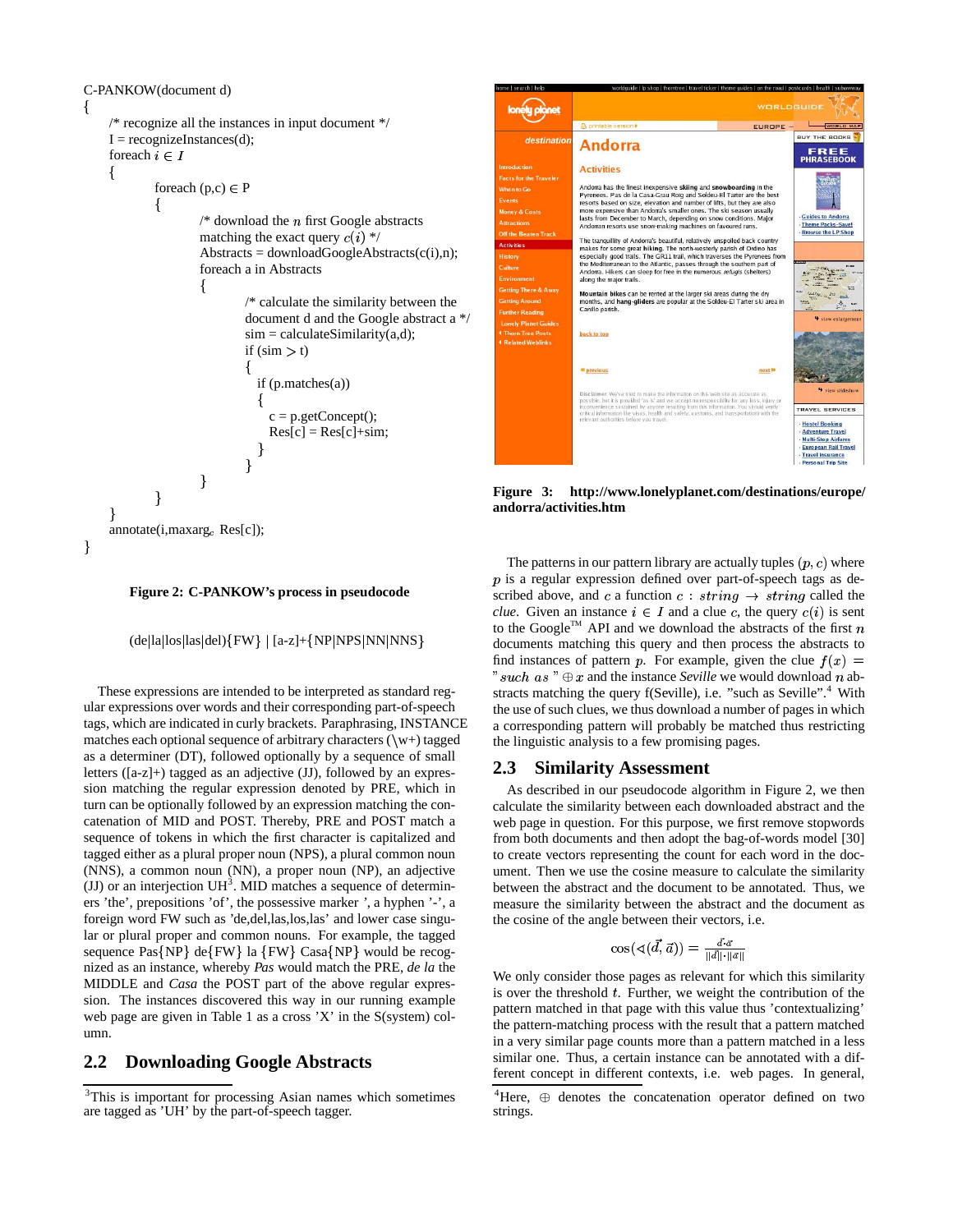```
C-PANKOW(document d)
{
    /* recognize all the instances in input document */
    I = recognizeInstances(d);
    foreach i ∈ I
    {
        foreach (p,c) ∈ P
        {
            /* download the n first Google abstracts
            matching the exact query c(i) */
            Abstracts = downloadGoogleAbstracts(c(i),n);
            foreach a in Abstracts
            {
                /* calculate the similarity between the
                document d and the Google abstract a */
                sim = calculateSimilarity(a,d);
                if (sim > t)
                {
                  if (p.matches(a))
                  {
                    c = p.getConcept();
                    Res[c] = Res[c]+sim;
                  }
                }
            }
        }
    }
    annotate(i,maxarg_c Res[c]);
}
```

**Figure 2: C-PANKOW's process in pseudocode**

(de|la|los|las|del){FW} | [a-z]+{NP|NPS|NN|NNS}

These expressions are intended to be interpreted as standard regular expressions over words and their corresponding part-of-speech tags, which are indicated in curly brackets. Paraphrasing, INSTANCE matches each optional sequence of arbitrary characters (\w+) tagged as a determiner (DT), followed optionally by a sequence of small letters ([a-z]+) tagged as an adjective (JJ), followed by an expression matching the regular expression denoted by PRE, which in turn can be optionally followed by an expression matching the concatenation of MID and POST. Thereby, PRE and POST match a sequence of tokens in which the first character is capitalized and tagged either as a plural proper noun (NPS), a plural common noun (NNS), a common noun (NN), a proper noun (NP), an adjective (JJ) or an interjection UH[3]. MID matches a sequence of determiners 'the', prepositions 'of', the possessive marker ', a hyphen '-', a foreign word FW such as 'de,del,las,los,las' and lower case singular or plural proper and common nouns. For example, the tagged sequence Pas{NP} de{FW} la {FW} Casa{NP} would be recognized as an instance, whereby *Pas* would match the PRE, *de la* the MIDDLE and *Casa* the POST part of the above regular expression. The instances discovered this way in our running example web page are given in Table 1 as a cross 'X' in the S(system) column.

## 2.2 Downloading Google Abstracts

[3]This is important for processing Asian names which sometimes are tagged as 'UH' by the part-of-speech tagger.

**Figure 3: http://www.lonelyplanet.com/destinations/europe/andorra/activities.htm**

The patterns in our pattern library are actually tuples $(p, c)$ where $p$ is a regular expression defined over part-of-speech tags as described above, and $c$ a function $c : string \rightarrow string$ called the *clue*. Given an instance $i \in I$ and a clue $c$, the query $c(i)$ is sent to the Google™ API and we download the abstracts of the first $n$ documents matching this query and then process the abstracts to find instances of pattern $p$. For example, given the clue $f(x) =$ "$such\ as$ " $\oplus\, x$ and the instance *Seville* we would download $n$ abstracts matching the query f(Seville), i.e. "such as Seville".[4] With the use of such clues, we thus download a number of pages in which a corresponding pattern will probably be matched thus restricting the linguistic analysis to a few promising pages.

## 2.3 Similarity Assessment

As described in our pseudocode algorithm in Figure 2, we then calculate the similarity between each downloaded abstract and the web page in question. For this purpose, we first remove stopwords from both documents and then adopt the bag-of-words model [30] to create vectors representing the count for each word in the document. Then we use the cosine measure to calculate the similarity between the abstract and the document to be annotated. Thus, we measure the similarity between the abstract and the document as the cosine of the angle between their vectors, i.e.

$$\cos(\sphericalangle(\vec{d}, \vec{a})) = \frac{\vec{d} \cdot \vec{a}}{||\vec{d}|| \cdot ||\vec{a}||}$$

We only consider those pages as relevant for which this similarity is over the threshold $t$. Further, we weight the contribution of the pattern matched in that page with this value thus 'contextualizing' the pattern-matching process with the result that a pattern matched in a very similar page counts more than a pattern matched in a less similar one. Thus, a certain instance can be annotated with a different concept in different contexts, i.e. web pages. In general,

[4]Here, $\oplus$ denotes the concatenation operator defined on two strings.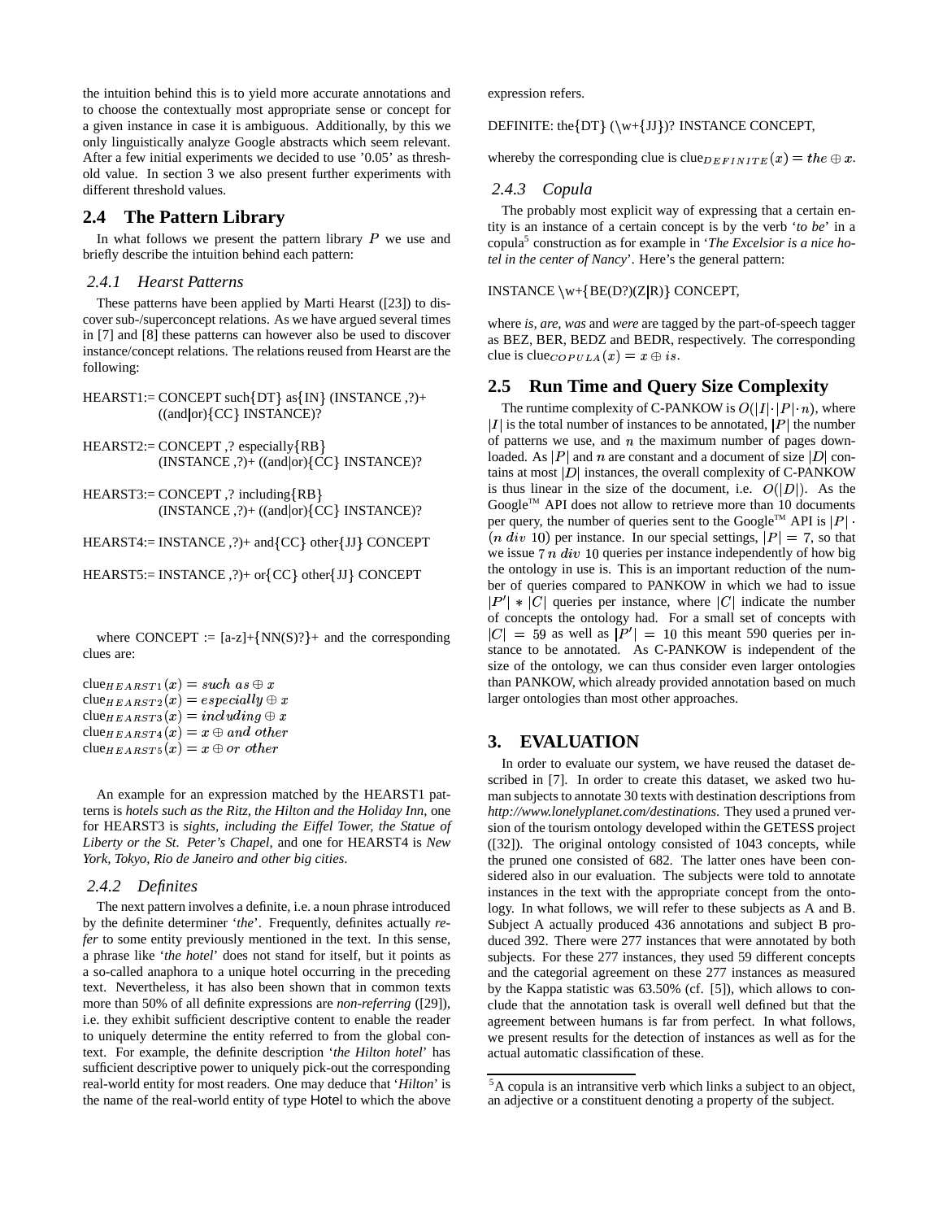the intuition behind this is to yield more accurate annotations and to choose the contextually most appropriate sense or concept for a given instance in case it is ambiguous. Additionally, by this we only linguistically analyze Google abstracts which seem relevant. After a few initial experiments we decided to use '0.05' as threshold value. In section 3 we also present further experiments with different threshold values.

## 2.4 The Pattern Library

In what follows we present the pattern library $P$ we use and briefly describe the intuition behind each pattern:

### 2.4.1 Hearst Patterns

These patterns have been applied by Marti Hearst ([23]) to discover sub-/superconcept relations. As we have argued several times in [7] and [8] these patterns can however also be used to discover instance/concept relations. The relations reused from Hearst are the following:

HEARST1:= CONCEPT such{DT} as{IN} (INSTANCE ,?)+ ((and|or){CC} INSTANCE)?

HEARST2:= CONCEPT ,? especially{RB} (INSTANCE ,?)+ ((and|or){CC} INSTANCE)?

HEARST3:= CONCEPT ,? including{RB} (INSTANCE ,?)+ ((and|or){CC} INSTANCE)?

HEARST4:= INSTANCE ,?)+ and{CC} other{JJ} CONCEPT

HEARST5:= INSTANCE ,?)+ or{CC} other{JJ} CONCEPT

where CONCEPT := [a-z]+{NN(S)?}+ and the corresponding clues are:

clue$_{HEARST1}(x) = such\ as \oplus x$
clue$_{HEARST2}(x) = especially \oplus x$
clue$_{HEARST3}(x) = including \oplus x$
clue$_{HEARST4}(x) = x \oplus and\ other$
clue$_{HEARST5}(x) = x \oplus or\ other$

An example for an expression matched by the HEARST1 patterns is *hotels such as the Ritz, the Hilton and the Holiday Inn*, one for HEARST3 is *sights, including the Eiffel Tower, the Statue of Liberty or the St. Peter's Chapel*, and one for HEARST4 is *New York, Tokyo, Rio de Janeiro and other big cities*.

### 2.4.2 Definites

The next pattern involves a definite, i.e. a noun phrase introduced by the definite determiner '*the*'. Frequently, definites actually *refer* to some entity previously mentioned in the text. In this sense, a phrase like '*the hotel*' does not stand for itself, but it points as a so-called anaphora to a unique hotel occurring in the preceding text. Nevertheless, it has also been shown that in common texts more than 50% of all definite expressions are *non-referring* ([29]), i.e. they exhibit sufficient descriptive content to enable the reader to uniquely determine the entity referred to from the global context. For example, the definite description '*the Hilton hotel*' has sufficient descriptive power to uniquely pick-out the corresponding real-world entity for most readers. One may deduce that '*Hilton*' is the name of the real-world entity of type Hotel to which the above expression refers.

DEFINITE: the{DT} (\w+{JJ})? INSTANCE CONCEPT,

whereby the corresponding clue is clue$_{DEFINITE}(x) = the \oplus x$.

### 2.4.3 Copula

The probably most explicit way of expressing that a certain entity is an instance of a certain concept is by the verb '*to be*' in a copula[5] construction as for example in '*The Excelsior is a nice hotel in the center of Nancy*'. Here's the general pattern:

INSTANCE \w+{BE(D?)(Z|R)} CONCEPT,

where *is, are, was* and *were* are tagged by the part-of-speech tagger as BEZ, BER, BEDZ and BEDR, respectively. The corresponding clue is clue$_{COPULA}(x) = x \oplus is$.

## 2.5 Run Time and Query Size Complexity

The runtime complexity of C-PANKOW is $O(|I| \cdot |P| \cdot n)$, where $|I|$ is the total number of instances to be annotated, $|P|$ the number of patterns we use, and $n$ the maximum number of pages downloaded. As $|P|$ and $n$ are constant and a document of size $|D|$ contains at most $|D|$ instances, the overall complexity of C-PANKOW is thus linear in the size of the document, i.e. $O(|D|)$. As the Google™ API does not allow to retrieve more than 10 documents per query, the number of queries sent to the Google™ API is $|P| \cdot (n\ div\ 10)$ per instance. In our special settings, $|P| = 7$, so that we issue $7\ n\ div\ 10$ queries per instance independently of how big the ontology in use is. This is an important reduction of the number of queries compared to PANKOW in which we had to issue $|P'| * |C|$ queries per instance, where $|C|$ indicate the number of concepts the ontology had. For a small set of concepts with $|C| = 59$ as well as $|P'| = 10$ this meant 590 queries per instance to be annotated. As C-PANKOW is independent of the size of the ontology, we can thus consider even larger ontologies than PANKOW, which already provided annotation based on much larger ontologies than most other approaches.

# 3. EVALUATION

In order to evaluate our system, we have reused the dataset described in [7]. In order to create this dataset, we asked two human subjects to annotate 30 texts with destination descriptions from *http://www.lonelyplanet.com/destinations*. They used a pruned version of the tourism ontology developed within the GETESS project ([32]). The original ontology consisted of 1043 concepts, while the pruned one consisted of 682. The latter ones have been considered also in our evaluation. The subjects were told to annotate instances in the text with the appropriate concept from the ontology. In what follows, we will refer to these subjects as A and B. Subject A actually produced 436 annotations and subject B produced 392. There were 277 instances that were annotated by both subjects. For these 277 instances, they used 59 different concepts and the categorial agreement on these 277 instances as measured by the Kappa statistic was 63.50% (cf. [5]), which allows to conclude that the annotation task is overall well defined but that the agreement between humans is far from perfect. In what follows, we present results for the detection of instances as well as for the actual automatic classification of these.

[5]A copula is an intransitive verb which links a subject to an object, an adjective or a constituent denoting a property of the subject.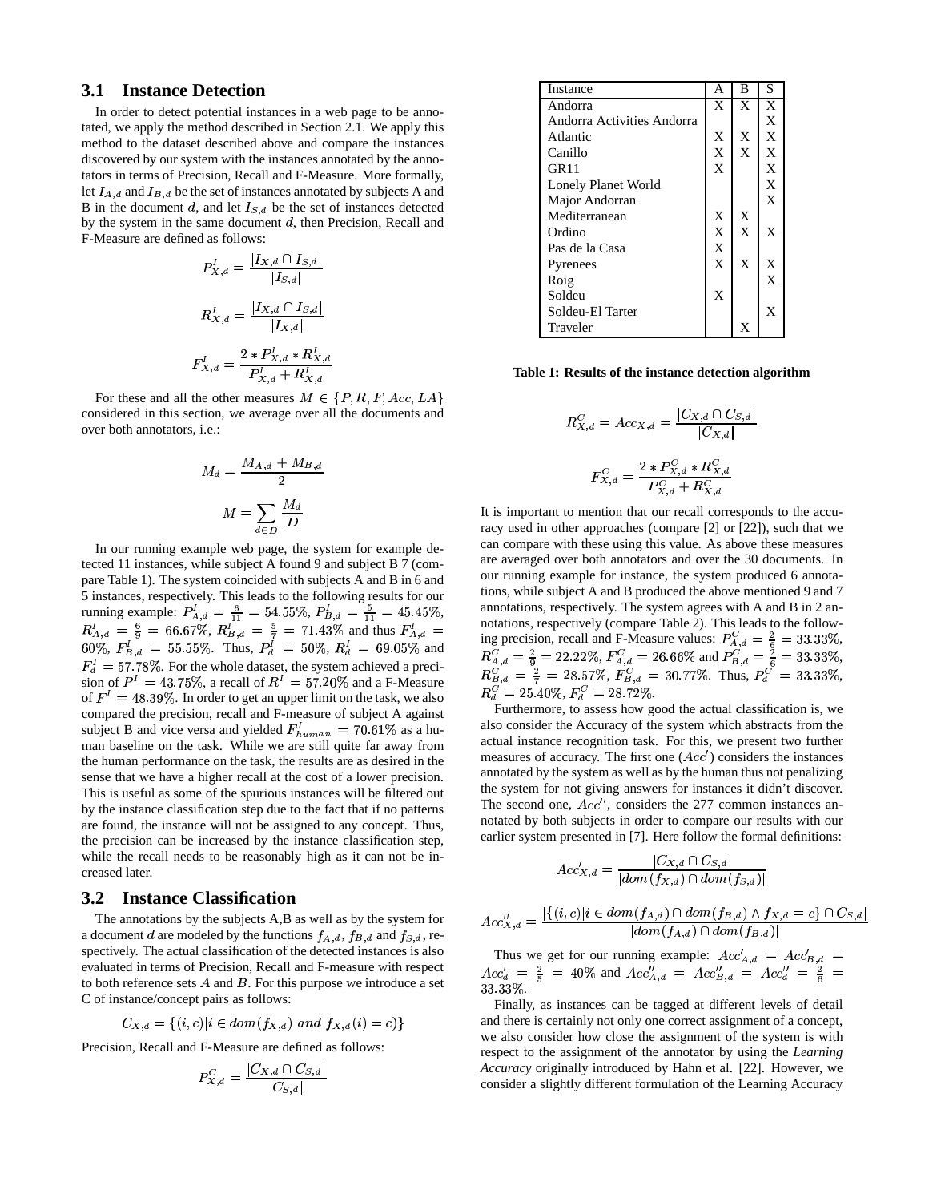### 3.1 Instance Detection

In order to detect potential instances in a web page to be annotated, we apply the method described in Section 2.1. We apply this method to the dataset described above and compare the instances discovered by our system with the instances annotated by the annotators in terms of Precision, Recall and F-Measure. More formally, let $I_{A,d}$ and $I_{B,d}$ be the set of instances annotated by subjects A and B in the document $d$, and let $I_{S,d}$ be the set of instances detected by the system in the same document $d$, then Precision, Recall and F-Measure are defined as follows:

$$P^I_{X,d} = \frac{|I_{X,d} \cap I_{S,d}|}{|I_{S,d}|}$$

$$R^I_{X,d} = \frac{|I_{X,d} \cap I_{S,d}|}{|I_{X,d}|}$$

$$F^I_{X,d} = \frac{2 * P^I_{X,d} * R^I_{X,d}}{P^I_{X,d} + R^I_{X,d}}$$

For these and all the other measures $M \in \{P, R, F, Acc, LA\}$ considered in this section, we average over all the documents and over both annotators, i.e.:

$$M_d = \frac{M_{A,d} + M_{B,d}}{2}$$

$$M = \sum_{d \in D} \frac{M_d}{|D|}$$

In our running example web page, the system for example detected 11 instances, while subject A found 9 and subject B 7 (compare Table 1). The system coincided with subjects A and B in 6 and 5 instances, respectively. This leads to the following results for our running example: $P^I_{A,d} = \frac{6}{11} = 54.55\%$, $P^I_{B,d} = \frac{5}{11} = 45.45\%$, $R^I_{A,d} = \frac{6}{9} = 66.67\%$, $R^I_{B,d} = \frac{5}{7} = 71.43\%$ and thus $F^I_{A,d} = 60\%$, $F^I_{B,d} = 55.55\%$. Thus, $P^I_d = 50\%$, $R^I_d = 69.05\%$ and $F^I_d = 57.78\%$. For the whole dataset, the system achieved a precision of $P^I = 43.75\%$, a recall of $R^I = 57.20\%$ and a F-Measure of $F^I = 48.39\%$. In order to get an upper limit on the task, we also compared the precision, recall and F-measure of subject A against subject B and vice versa and yielded $F^I_{human} = 70.61\%$ as a human baseline on the task. While we are still quite far away from the human performance on the task, the results are as desired in the sense that we have a higher recall at the cost of a lower precision. This is useful as some of the spurious instances will be filtered out by the instance classification step due to the fact that if no patterns are found, the instance will not be assigned to any concept. Thus, the precision can be increased by the instance classification step, while the recall needs to be reasonably high as it can not be increased later.

| Instance | A | B | S |
|---|---|---|---|
| Andorra | X | X | X |
| Andorra Activities Andorra | | | X |
| Atlantic | X | X | X |
| Canillo | X | X | X |
| GR11 | X | | X |
| Lonely Planet World | | | X |
| Major Andorran | | | X |
| Mediterranean | X | X | |
| Ordino | X | X | X |
| Pas de la Casa | X | | |
| Pyrenees | X | X | X |
| Roig | | | X |
| Soldeu | X | | |
| Soldeu-El Tarter | | | X |
| Traveler | | X | |

**Table 1: Results of the instance detection algorithm**

### 3.2 Instance Classification

The annotations by the subjects A,B as well as by the system for a document $d$ are modeled by the functions $f_{A,d}$, $f_{B,d}$ and $f_{S,d}$, respectively. The actual classification of the detected instances is also evaluated in terms of Precision, Recall and F-measure with respect to both reference sets $A$ and $B$. For this purpose we introduce a set C of instance/concept pairs as follows:

$$C_{X,d} = \{(i,c) | i \in dom(f_{X,d}) \text{ and } f_{X,d}(i) = c)\}$$

Precision, Recall and F-Measure are defined as follows:

$$P^C_{X,d} = \frac{|C_{X,d} \cap C_{S,d}|}{|C_{S,d}|}$$

$$R^C_{X,d} = Acc_{X,d} = \frac{|C_{X,d} \cap C_{S,d}|}{|C_{X,d}|}$$

$$F^C_{X,d} = \frac{2 * P^C_{X,d} * R^C_{X,d}}{P^C_{X,d} + R^C_{X,d}}$$

It is important to mention that our recall corresponds to the accuracy used in other approaches (compare [2] or [22]), such that we can compare with these using this value. As above these measures are averaged over both annotators and over the 30 documents. In our running example for instance, the system produced 6 annotations, while subject A and B produced the above mentioned 9 and 7 annotations, respectively. The system agrees with A and B in 2 annotations, respectively (compare Table 2). This leads to the following precision, recall and F-Measure values: $P^C_{A,d} = \frac{2}{6} = 33.33\%$, $R^C_{A,d} = \frac{2}{9} = 22.22\%$, $F^C_{A,d} = 26.66\%$ and $P^C_{B,d} = \frac{2}{6} = 33.33\%$, $R^C_{B,d} = \frac{2}{7} = 28.57\%$, $F^C_{B,d} = 30.77\%$. Thus, $P^C_d = 33.33\%$, $R^C_d = 25.40\%$, $F^C_d = 28.72\%$.

Furthermore, to assess how good the actual classification is, we also consider the Accuracy of the system which abstracts from the actual instance recognition task. For this, we present two further measures of accuracy. The first one ($Acc'$) considers the instances annotated by the system as well as by the human thus not penalizing the system for not giving answers for instances it didn't discover. The second one, $Acc''$, considers the 277 common instances annotated by both subjects in order to compare our results with our earlier system presented in [7]. Here follow the formal definitions:

$$Acc'_{X,d} = \frac{|C_{X,d} \cap C_{S,d}|}{|dom(f_{X,d}) \cap dom(f_{S,d})|}$$

$$Acc''_{X,d} = \frac{|\{(i,c) | i \in dom(f_{A,d}) \cap dom(f_{B,d}) \wedge f_{X,d} = c\} \cap C_{S,d}|}{|dom(f_{A,d}) \cap dom(f_{B,d})|}$$

Thus we get for our running example: $Acc'_{A,d} = Acc'_{B,d} = Acc'_d = \frac{2}{5} = 40\%$ and $Acc''_{A,d} = Acc''_{B,d} = Acc''_d = \frac{2}{6} = 33.33\%$.

Finally, as instances can be tagged at different levels of detail and there is certainly not only one correct assignment of a concept, we also consider how close the assignment of the system is with respect to the assignment of the annotator by using the *Learning Accuracy* originally introduced by Hahn et al. [22]. However, we consider a slightly different formulation of the Learning Accuracy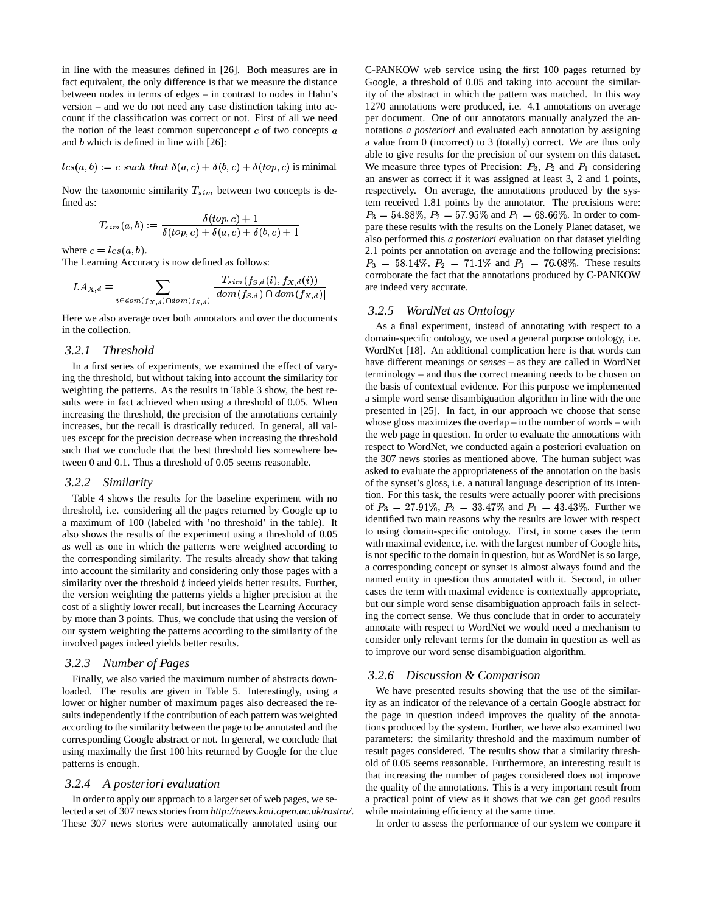in line with the measures defined in [26]. Both measures are in fact equivalent, the only difference is that we measure the distance between nodes in terms of edges – in contrast to nodes in Hahn's version – and we do not need any case distinction taking into account if the classification was correct or not. First of all we need the notion of the least common superconcept $c$ of two concepts $a$ and $b$ which is defined in line with [26]:

$$lcs(a,b) := c \text{ such that } \delta(a,c) + \delta(b,c) + \delta(top,c) \text{ is minimal}$$

Now the taxonomic similarity $T_{sim}$ between two concepts is defined as:

$$T_{sim}(a,b) := \frac{\delta(top,c)+1}{\delta(top,c)+\delta(a,c)+\delta(b,c)+1}$$

where $c = lcs(a,b)$.
The Learning Accuracy is now defined as follows:

$$LA_{X,d} = \sum_{i \in dom(f_{X,d}) \cap dom(f_{S,d})} \frac{T_{sim}(f_{S,d}(i), f_{X,d}(i))}{|dom(f_{S,d}) \cap dom(f_{X,d})|}$$

Here we also average over both annotators and over the documents in the collection.

### 3.2.1 Threshold

In a first series of experiments, we examined the effect of varying the threshold, but without taking into account the similarity for weighting the patterns. As the results in Table 3 show, the best results were in fact achieved when using a threshold of 0.05. When increasing the threshold, the precision of the annotations certainly increases, but the recall is drastically reduced. In general, all values except for the precision decrease when increasing the threshold such that we conclude that the best threshold lies somewhere between 0 and 0.1. Thus a threshold of 0.05 seems reasonable.

### 3.2.2 Similarity

Table 4 shows the results for the baseline experiment with no threshold, i.e. considering all the pages returned by Google up to a maximum of 100 (labeled with 'no threshold' in the table). It also shows the results of the experiment using a threshold of 0.05 as well as one in which the patterns were weighted according to the corresponding similarity. The results already show that taking into account the similarity and considering only those pages with a similarity over the threshold $t$ indeed yields better results. Further, the version weighting the patterns yields a higher precision at the cost of a slightly lower recall, but increases the Learning Accuracy by more than 3 points. Thus, we conclude that using the version of our system weighting the patterns according to the similarity of the involved pages indeed yields better results.

### 3.2.3 Number of Pages

Finally, we also varied the maximum number of abstracts downloaded. The results are given in Table 5. Interestingly, using a lower or higher number of maximum pages also decreased the results independently if the contribution of each pattern was weighted according to the similarity between the page to be annotated and the corresponding Google abstract or not. In general, we conclude that using maximally the first 100 hits returned by Google for the clue patterns is enough.

### 3.2.4 A posteriori evaluation

In order to apply our approach to a larger set of web pages, we selected a set of 307 news stories from *http://news.kmi.open.ac.uk/rostra/*. These 307 news stories were automatically annotated using our C-PANKOW web service using the first 100 pages returned by Google, a threshold of 0.05 and taking into account the similarity of the abstract in which the pattern was matched. In this way 1270 annotations were produced, i.e. 4.1 annotations on average per document. One of our annotators manually analyzed the annotations *a posteriori* and evaluated each annotation by assigning a value from 0 (incorrect) to 3 (totally) correct. We are thus only able to give results for the precision of our system on this dataset. We measure three types of Precision: $P_3$, $P_2$ and $P_1$ considering an answer as correct if it was assigned at least 3, 2 and 1 points, respectively. On average, the annotations produced by the system received 1.81 points by the annotator. The precisions were: $P_3 = 54.88\%$, $P_2 = 57.95\%$ and $P_1 = 68.66\%$. In order to compare these results with the results on the Lonely Planet dataset, we also performed this *a posteriori* evaluation on that dataset yielding 2.1 points per annotation on average and the following precisions: $P_3 = 58.14\%$, $P_2 = 71.1\%$ and $P_1 = 76.08\%$. These results corroborate the fact that the annotations produced by C-PANKOW are indeed very accurate.

### 3.2.5 WordNet as Ontology

As a final experiment, instead of annotating with respect to a domain-specific ontology, we used a general purpose ontology, i.e. WordNet [18]. An additional complication here is that words can have different meanings or *senses* – as they are called in WordNet terminology – and thus the correct meaning needs to be chosen on the basis of contextual evidence. For this purpose we implemented a simple word sense disambiguation algorithm in line with the one presented in [25]. In fact, in our approach we choose that sense whose gloss maximizes the overlap – in the number of words – with the web page in question. In order to evaluate the annotations with respect to WordNet, we conducted again a posteriori evaluation on the 307 news stories as mentioned above. The human subject was asked to evaluate the appropriateness of the annotation on the basis of the synset's gloss, i.e. a natural language description of its intention. For this task, the results were actually poorer with precisions of $P_3 = 27.91\%$, $P_2 = 33.47\%$ and $P_1 = 43.43\%$. Further we identified two main reasons why the results are lower with respect to using domain-specific ontology. First, in some cases the term with maximal evidence, i.e. with the largest number of Google hits, is not specific to the domain in question, but as WordNet is so large, a corresponding concept or synset is almost always found and the named entity in question thus annotated with it. Second, in other cases the term with maximal evidence is contextually appropriate, but our simple word sense disambiguation approach fails in selecting the correct sense. We thus conclude that in order to accurately annotate with respect to WordNet we would need a mechanism to consider only relevant terms for the domain in question as well as to improve our word sense disambiguation algorithm.

### 3.2.6 Discussion & Comparison

We have presented results showing that the use of the similarity as an indicator of the relevance of a certain Google abstract for the page in question indeed improves the quality of the annotations produced by the system. Further, we have also examined two parameters: the similarity threshold and the maximum number of result pages considered. The results show that a similarity threshold of 0.05 seems reasonable. Furthermore, an interesting result is that increasing the number of pages considered does not improve the quality of the annotations. This is a very important result from a practical point of view as it shows that we can get good results while maintaining efficiency at the same time.

In order to assess the performance of our system we compare it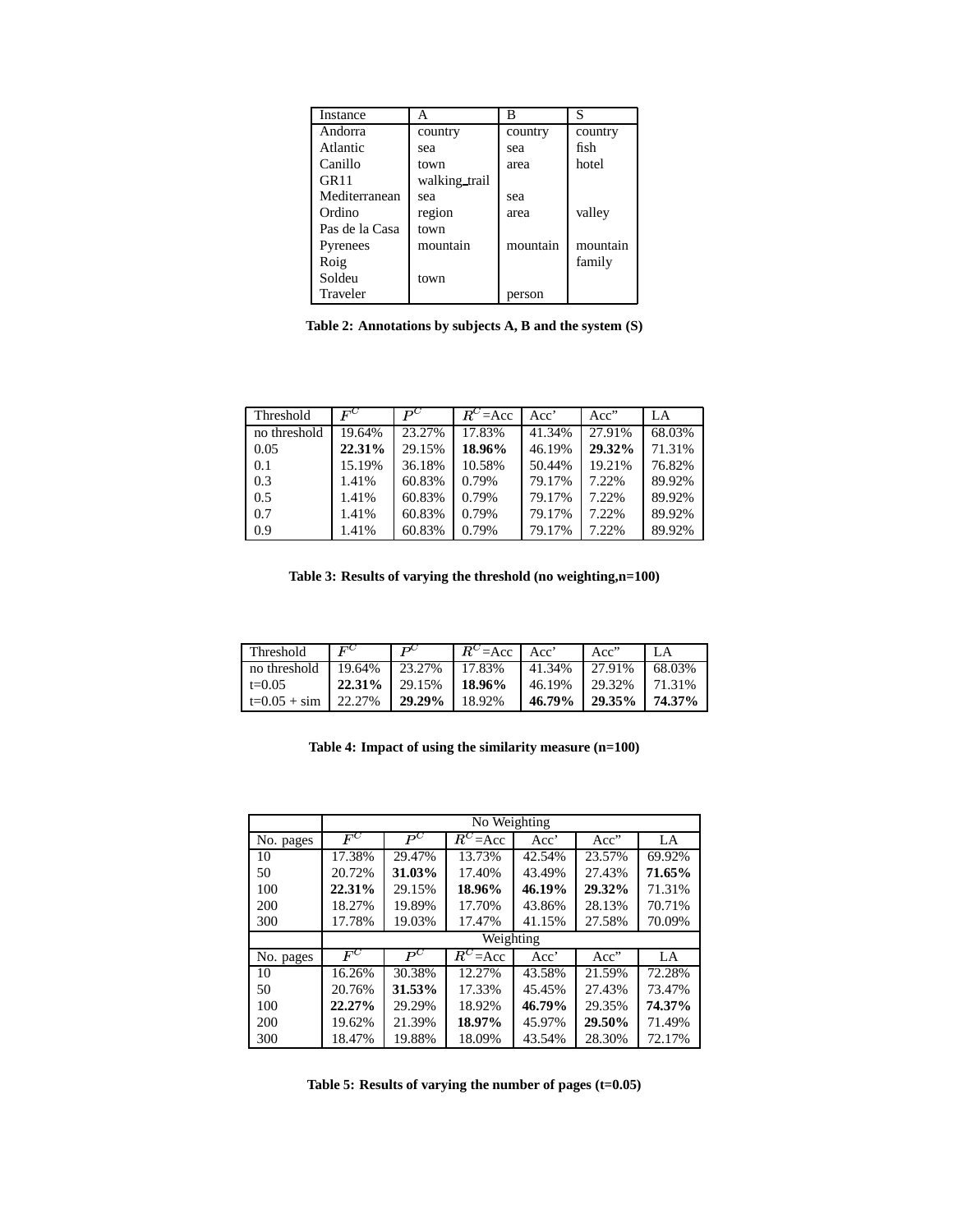| Instance | A | B | S |
|---|---|---|---|
| Andorra | country | country | country |
| Atlantic | sea | sea | fish |
| Canillo | town | area | hotel |
| GR11 | walking_trail | | |
| Mediterranean | sea | sea | |
| Ordino | region | area | valley |
| Pas de la Casa | town | | |
| Pyrenees | mountain | mountain | mountain |
| Roig | | | family |
| Soldeu | town | | |
| Traveler | | person | |

**Table 2: Annotations by subjects A, B and the system (S)**

| Threshold | $F^C$ | $P^C$ | $R^C$=Acc | Acc' | Acc" | LA |
|---|---|---|---|---|---|---|
| no threshold | 19.64% | 23.27% | 17.83% | 41.34% | 27.91% | 68.03% |
| 0.05 | **22.31%** | 29.15% | **18.96%** | 46.19% | **29.32%** | 71.31% |
| 0.1 | 15.19% | 36.18% | 10.58% | 50.44% | 19.21% | 76.82% |
| 0.3 | 1.41% | 60.83% | 0.79% | 79.17% | 7.22% | 89.92% |
| 0.5 | 1.41% | 60.83% | 0.79% | 79.17% | 7.22% | 89.92% |
| 0.7 | 1.41% | 60.83% | 0.79% | 79.17% | 7.22% | 89.92% |
| 0.9 | 1.41% | 60.83% | 0.79% | 79.17% | 7.22% | 89.92% |

**Table 3: Results of varying the threshold (no weighting,n=100)**

| Threshold | $F^C$ | $P^C$ | $R^C$=Acc | Acc' | Acc" | LA |
|---|---|---|---|---|---|---|
| no threshold | 19.64% | 23.27% | 17.83% | 41.34% | 27.91% | 68.03% |
| t=0.05 | **22.31%** | 29.15% | **18.96%** | 46.19% | 29.32% | 71.31% |
| t=0.05 + sim | 22.27% | **29.29%** | 18.92% | **46.79%** | **29.35%** | **74.37%** |

**Table 4: Impact of using the similarity measure (n=100)**

| | No Weighting | | | | | |
|---|---|---|---|---|---|---|
| No. pages | $F^C$ | $P^C$ | $R^C$=Acc | Acc' | Acc" | LA |
| 10 | 17.38% | 29.47% | 13.73% | 42.54% | 23.57% | 69.92% |
| 50 | 20.72% | **31.03%** | 17.40% | 43.49% | 27.43% | **71.65%** |
| 100 | **22.31%** | 29.15% | **18.96%** | **46.19%** | **29.32%** | 71.31% |
| 200 | 18.27% | 19.89% | 17.70% | 43.86% | 28.13% | 70.71% |
| 300 | 17.78% | 19.03% | 17.47% | 41.15% | 27.58% | 70.09% |
| | Weighting | | | | | |
| No. pages | $F^C$ | $P^C$ | $R^C$=Acc | Acc' | Acc" | LA |
| 10 | 16.26% | 30.38% | 12.27% | 43.58% | 21.59% | 72.28% |
| 50 | 20.76% | **31.53%** | 17.33% | 45.45% | 27.43% | 73.47% |
| 100 | **22.27%** | 29.29% | 18.92% | **46.79%** | 29.35% | **74.37%** |
| 200 | 19.62% | 21.39% | **18.97%** | 45.97% | **29.50%** | 71.49% |
| 300 | 18.47% | 19.88% | 18.09% | 43.54% | 28.30% | 72.17% |

**Table 5: Results of varying the number of pages (t=0.05)**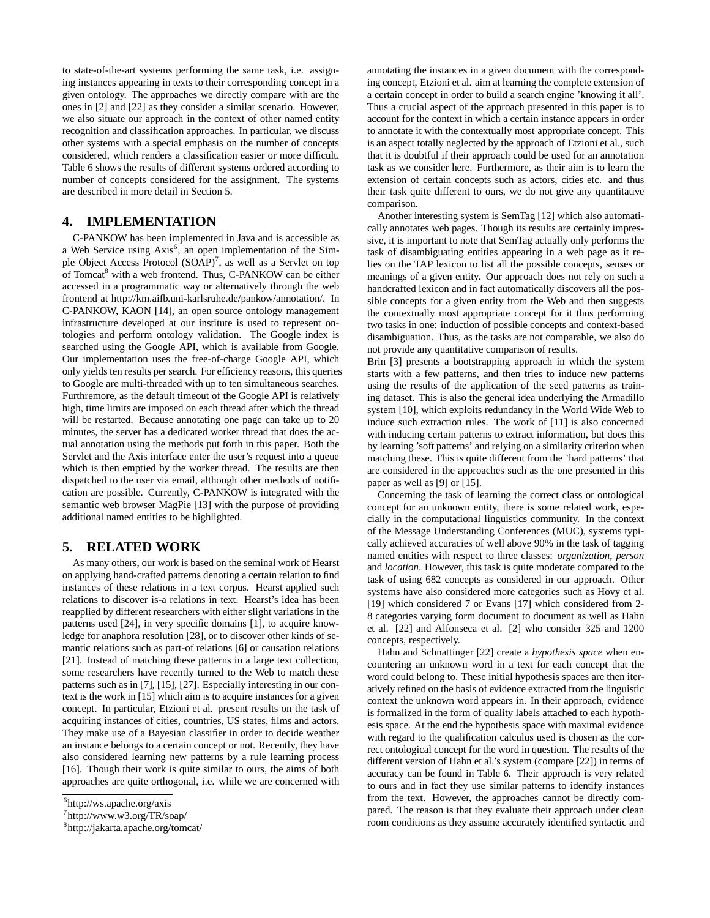to state-of-the-art systems performing the same task, i.e. assigning instances appearing in texts to their corresponding concept in a given ontology. The approaches we directly compare with are the ones in [2] and [22] as they consider a similar scenario. However, we also situate our approach in the context of other named entity recognition and classification approaches. In particular, we discuss other systems with a special emphasis on the number of concepts considered, which renders a classification easier or more difficult. Table 6 shows the results of different systems ordered according to number of concepts considered for the assignment. The systems are described in more detail in Section 5.

## 4. IMPLEMENTATION

C-PANKOW has been implemented in Java and is accessible as a Web Service using Axis[6], an open implementation of the Simple Object Access Protocol (SOAP)[7], as well as a Servlet on top of Tomcat[8] with a web frontend. Thus, C-PANKOW can be either accessed in a programmatic way or alternatively through the web frontend at http://km.aifb.uni-karlsruhe.de/pankow/annotation/. In C-PANKOW, KAON [14], an open source ontology management infrastructure developed at our institute is used to represent ontologies and perform ontology validation. The Google index is searched using the Google API, which is available from Google. Our implementation uses the free-of-charge Google API, which only yields ten results per search. For efficiency reasons, this queries to Google are multi-threaded with up to ten simultaneous searches. Furthremore, as the default timeout of the Google API is relatively high, time limits are imposed on each thread after which the thread will be restarted. Because annotating one page can take up to 20 minutes, the server has a dedicated worker thread that does the actual annotation using the methods put forth in this paper. Both the Servlet and the Axis interface enter the user's request into a queue which is then emptied by the worker thread. The results are then dispatched to the user via email, although other methods of notification are possible. Currently, C-PANKOW is integrated with the semantic web browser MagPie [13] with the purpose of providing additional named entities to be highlighted.

## 5. RELATED WORK

As many others, our work is based on the seminal work of Hearst on applying hand-crafted patterns denoting a certain relation to find instances of these relations in a text corpus. Hearst applied such relations to discover is-a relations in text. Hearst's idea has been reapplied by different researchers with either slight variations in the patterns used [24], in very specific domains [1], to acquire knowledge for anaphora resolution [28], or to discover other kinds of semantic relations such as part-of relations [6] or causation relations [21]. Instead of matching these patterns in a large text collection, some researchers have recently turned to the Web to match these patterns such as in [7], [15], [27]. Especially interesting in our context is the work in [15] which aim is to acquire instances for a given concept. In particular, Etzioni et al. present results on the task of acquiring instances of cities, countries, US states, films and actors. They make use of a Bayesian classifier in order to decide weather an instance belongs to a certain concept or not. Recently, they have also considered learning new patterns by a rule learning process [16]. Though their work is quite similar to ours, the aims of both approaches are quite orthogonal, i.e. while we are concerned with annotating the instances in a given document with the corresponding concept, Etzioni et al. aim at learning the complete extension of a certain concept in order to build a search engine 'knowing it all'. Thus a crucial aspect of the approach presented in this paper is to account for the context in which a certain instance appears in order to annotate it with the contextually most appropriate concept. This is an aspect totally neglected by the approach of Etzioni et al., such that it is doubtful if their approach could be used for an annotation task as we consider here. Furthermore, as their aim is to learn the extension of certain concepts such as actors, cities etc. and thus their task quite different to ours, we do not give any quantitative comparison.

Another interesting system is SemTag [12] which also automatically annotates web pages. Though its results are certainly impressive, it is important to note that SemTag actually only performs the task of disambiguating entities appearing in a web page as it relies on the TAP lexicon to list all the possible concepts, senses or meanings of a given entity. Our approach does not rely on such a handcrafted lexicon and in fact automatically discovers all the possible concepts for a given entity from the Web and then suggests the contextually most appropriate concept for it thus performing two tasks in one: induction of possible concepts and context-based disambiguation. Thus, as the tasks are not comparable, we also do not provide any quantitative comparison of results.

Brin [3] presents a bootstrapping approach in which the system starts with a few patterns, and then tries to induce new patterns using the results of the application of the seed patterns as training dataset. This is also the general idea underlying the Armadillo system [10], which exploits redundancy in the World Wide Web to induce such extraction rules. The work of [11] is also concerned with inducing certain patterns to extract information, but does this by learning 'soft patterns' and relying on a similarity criterion when matching these. This is quite different from the 'hard patterns' that are considered in the approaches such as the one presented in this paper as well as [9] or [15].

Concerning the task of learning the correct class or ontological concept for an unknown entity, there is some related work, especially in the computational linguistics community. In the context of the Message Understanding Conferences (MUC), systems typically achieved accuracies of well above 90% in the task of tagging named entities with respect to three classes: *organization*, *person* and *location*. However, this task is quite moderate compared to the task of using 682 concepts as considered in our approach. Other systems have also considered more categories such as Hovy et al. [19] which considered 7 or Evans [17] which considered from 2-8 categories varying form document to document as well as Hahn et al. [22] and Alfonseca et al. [2] who consider 325 and 1200 concepts, respectively.

Hahn and Schnattinger [22] create a *hypothesis space* when encountering an unknown word in a text for each concept that the word could belong to. These initial hypothesis spaces are then iteratively refined on the basis of evidence extracted from the linguistic context the unknown word appears in. In their approach, evidence is formalized in the form of quality labels attached to each hypothesis space. At the end the hypothesis space with maximal evidence with regard to the qualification calculus used is chosen as the correct ontological concept for the word in question. The results of the different version of Hahn et al.'s system (compare [22]) in terms of accuracy can be found in Table 6. Their approach is very related to ours and in fact they use similar patterns to identify instances from the text. However, the approaches cannot be directly compared. The reason is that they evaluate their approach under clean room conditions as they assume accurately identified syntactic and

[6] http://ws.apache.org/axis

[7] http://www.w3.org/TR/soap/

[8] http://jakarta.apache.org/tomcat/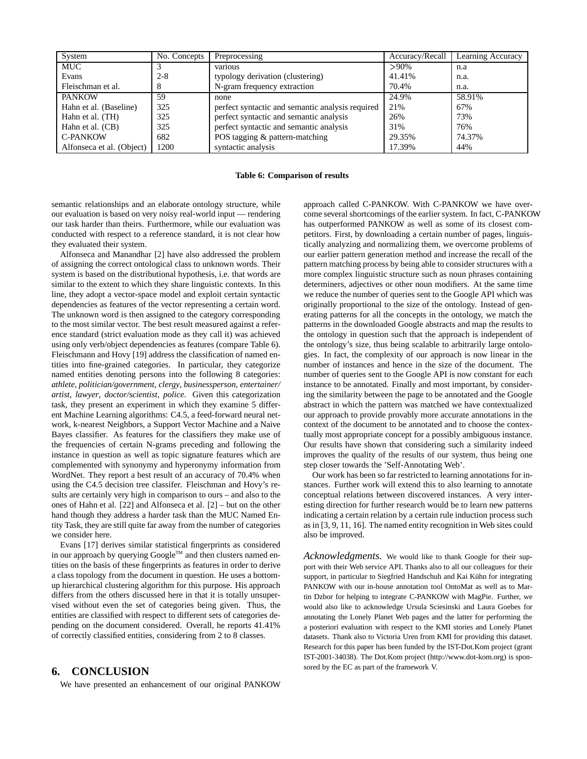| System | No. Concepts | Preprocessing | Accuracy/Recall | Learning Accuracy |
| --- | --- | --- | --- | --- |
| MUC | 3 | various | >90% | n.a |
| Evans | 2-8 | typology derivation (clustering) | 41.41% | n.a. |
| Fleischman et al. | 8 | N-gram frequency extraction | 70.4% | n.a. |
| PANKOW | 59 | none | 24.9% | 58.91% |
| Hahn et al. (Baseline) | 325 | perfect syntactic and semantic analysis required | 21% | 67% |
| Hahn et al. (TH) | 325 | perfect syntactic and semantic analysis | 26% | 73% |
| Hahn et al. (CB) | 325 | perfect syntactic and semantic analysis | 31% | 76% |
| C-PANKOW | 682 | POS tagging & pattern-matching | 29.35% | 74.37% |
| Alfonseca et al. (Object) | 1200 | syntactic analysis | 17.39% | 44% |

**Table 6: Comparison of results**

semantic relationships and an elaborate ontology structure, while our evaluation is based on very noisy real-world input — rendering our task harder than theirs. Furthermore, while our evaluation was conducted with respect to a reference standard, it is not clear how they evaluated their system.

Alfonseca and Manandhar [2] have also addressed the problem of assigning the correct ontological class to unknown words. Their system is based on the distributional hypothesis, i.e. that words are similar to the extent to which they share linguistic contexts. In this line, they adopt a vector-space model and exploit certain syntactic dependencies as features of the vector representing a certain word. The unknown word is then assigned to the category corresponding to the most similar vector. The best result measured against a reference standard (strict evaluation mode as they call it) was achieved using only verb/object dependencies as features (compare Table 6). Fleischmann and Hovy [19] address the classification of named entities into fine-grained categories. In particular, they categorize named entities denoting persons into the following 8 categories: *athlete*, *politician/government*, *clergy*, *businessperson*, *entertainer/ artist*, *lawyer*, *doctor/scientist*, *police*. Given this categorization task, they present an experiment in which they examine 5 different Machine Learning algorithms: C4.5, a feed-forward neural network, k-nearest Neighbors, a Support Vector Machine and a Naive Bayes classifier. As features for the classifiers they make use of the frequencies of certain N-grams preceding and following the instance in question as well as topic signature features which are complemented with synonymy and hyperonymy information from WordNet. They report a best result of an accuracy of 70.4% when using the C4.5 decision tree classifer. Fleischman and Hovy's results are certainly very high in comparison to ours – and also to the ones of Hahn et al. [22] and Alfonseca et al. [2] – but on the other hand though they address a harder task than the MUC Named Entity Task, they are still quite far away from the number of categories we consider here.

Evans [17] derives similar statistical fingerprints as considered in our approach by querying Google™ and then clusters named entities on the basis of these fingerprints as features in order to derive a class topology from the document in question. He uses a bottom-up hierarchical clustering algorithm for this purpose. His approach differs from the others discussed here in that it is totally unsupervised without even the set of categories being given. Thus, the entities are classified with respect to different sets of categories depending on the document considered. Overall, he reports 41.41% of correctly classified entities, considering from 2 to 8 classes.

## 6. CONCLUSION

We have presented an enhancement of our original PANKOW approach called C-PANKOW. With C-PANKOW we have overcome several shortcomings of the earlier system. In fact, C-PANKOW has outperformed PANKOW as well as some of its closest competitors. First, by downloading a certain number of pages, linguistically analyzing and normalizing them, we overcome problems of our earlier pattern generation method and increase the recall of the pattern matching process by being able to consider structures with a more complex linguistic structure such as noun phrases containing determiners, adjectives or other noun modifiers. At the same time we reduce the number of queries sent to the Google API which was originally proportional to the size of the ontology. Instead of generating patterns for all the concepts in the ontology, we match the patterns in the downloaded Google abstracts and map the results to the ontology in question such that the approach is independent of the ontology's size, thus being scalable to arbitrarily large ontologies. In fact, the complexity of our approach is now linear in the number of instances and hence in the size of the document. The number of queries sent to the Google API is now constant for each instance to be annotated. Finally and most important, by considering the similarity between the page to be annotated and the Google abstract in which the pattern was matched we have contextualized our approach to provide provably more accurate annotations in the context of the document to be annotated and to choose the contextually most appropriate concept for a possibly ambiguous instance. Our results have shown that considering such a similarity indeed improves the quality of the results of our system, thus being one step closer towards the 'Self-Annotating Web'.

Our work has been so far restricted to learning annotations for instances. Further work will extend this to also learning to annotate conceptual relations between discovered instances. A very interesting direction for further research would be to learn new patterns indicating a certain relation by a certain rule induction process such as in [3, 9, 11, 16]. The named entity recognition in Web sites could also be improved.

*Acknowledgments.* We would like to thank Google for their support with their Web service API. Thanks also to all our colleagues for their support, in particular to Siegfried Handschuh and Kai Kühn for integrating PANKOW with our in-house annotation tool OntoMat as well as to Martin Dzbor for helping to integrate C-PANKOW with MagPie. Further, we would also like to acknowledge Ursula Sciesinski and Laura Goebes for annotating the Lonely Planet Web pages and the latter for performing the a posteriori evaluation with respect to the KMI stories and Lonely Planet datasets. Thank also to Victoria Uren from KMI for providing this dataset. Research for this paper has been funded by the IST-Dot.Kom project (grant IST-2001-34038). The Dot.Kom project (http://www.dot-kom.org) is sponsored by the EC as part of the framework V.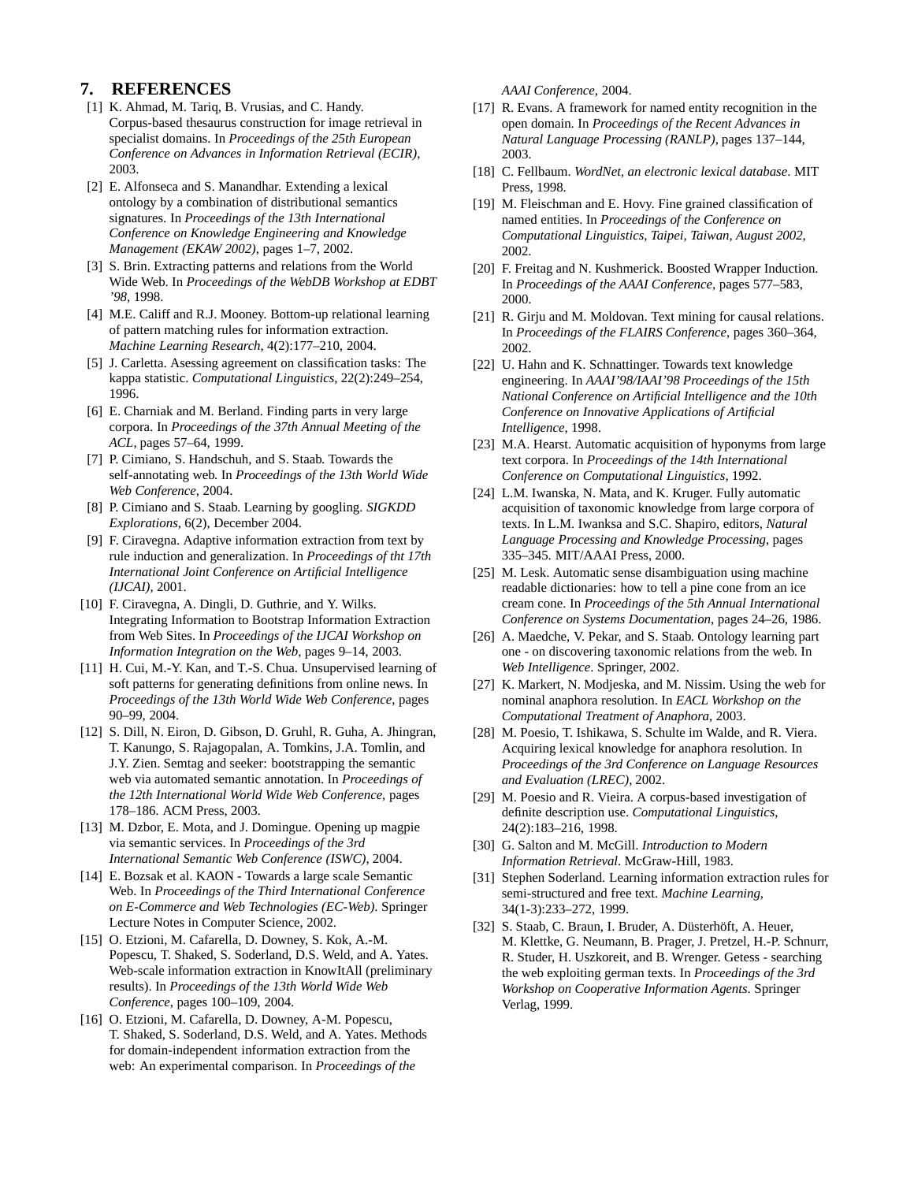## 7. REFERENCES

[1] K. Ahmad, M. Tariq, B. Vrusias, and C. Handy. Corpus-based thesaurus construction for image retrieval in specialist domains. In *Proceedings of the 25th European Conference on Advances in Information Retrieval (ECIR)*, 2003.

[2] E. Alfonseca and S. Manandhar. Extending a lexical ontology by a combination of distributional semantics signatures. In *Proceedings of the 13th International Conference on Knowledge Engineering and Knowledge Management (EKAW 2002)*, pages 1–7, 2002.

[3] S. Brin. Extracting patterns and relations from the World Wide Web. In *Proceedings of the WebDB Workshop at EDBT '98*, 1998.

[4] M.E. Califf and R.J. Mooney. Bottom-up relational learning of pattern matching rules for information extraction. *Machine Learning Research*, 4(2):177–210, 2004.

[5] J. Carletta. Asessing agreement on classification tasks: The kappa statistic. *Computational Linguistics*, 22(2):249–254, 1996.

[6] E. Charniak and M. Berland. Finding parts in very large corpora. In *Proceedings of the 37th Annual Meeting of the ACL*, pages 57–64, 1999.

[7] P. Cimiano, S. Handschuh, and S. Staab. Towards the self-annotating web. In *Proceedings of the 13th World Wide Web Conference*, 2004.

[8] P. Cimiano and S. Staab. Learning by googling. *SIGKDD Explorations*, 6(2), December 2004.

[9] F. Ciravegna. Adaptive information extraction from text by rule induction and generalization. In *Proceedings of tht 17th International Joint Conference on Artificial Intelligence (IJCAI)*, 2001.

[10] F. Ciravegna, A. Dingli, D. Guthrie, and Y. Wilks. Integrating Information to Bootstrap Information Extraction from Web Sites. In *Proceedings of the IJCAI Workshop on Information Integration on the Web*, pages 9–14, 2003.

[11] H. Cui, M.-Y. Kan, and T.-S. Chua. Unsupervised learning of soft patterns for generating definitions from online news. In *Proceedings of the 13th World Wide Web Conference*, pages 90–99, 2004.

[12] S. Dill, N. Eiron, D. Gibson, D. Gruhl, R. Guha, A. Jhingran, T. Kanungo, S. Rajagopalan, A. Tomkins, J.A. Tomlin, and J.Y. Zien. Semtag and seeker: bootstrapping the semantic web via automated semantic annotation. In *Proceedings of the 12th International World Wide Web Conference*, pages 178–186. ACM Press, 2003.

[13] M. Dzbor, E. Mota, and J. Domingue. Opening up magpie via semantic services. In *Proceedings of the 3rd International Semantic Web Conference (ISWC)*, 2004.

[14] E. Bozsak et al. KAON - Towards a large scale Semantic Web. In *Proceedings of the Third International Conference on E-Commerce and Web Technologies (EC-Web)*. Springer Lecture Notes in Computer Science, 2002.

[15] O. Etzioni, M. Cafarella, D. Downey, S. Kok, A.-M. Popescu, T. Shaked, S. Soderland, D.S. Weld, and A. Yates. Web-scale information extraction in KnowItAll (preliminary results). In *Proceedings of the 13th World Wide Web Conference*, pages 100–109, 2004.

[16] O. Etzioni, M. Cafarella, D. Downey, A-M. Popescu, T. Shaked, S. Soderland, D.S. Weld, and A. Yates. Methods for domain-independent information extraction from the web: An experimental comparison. In *Proceedings of the AAAI Conference*, 2004.

[17] R. Evans. A framework for named entity recognition in the open domain. In *Proceedings of the Recent Advances in Natural Language Processing (RANLP)*, pages 137–144, 2003.

[18] C. Fellbaum. *WordNet, an electronic lexical database*. MIT Press, 1998.

[19] M. Fleischman and E. Hovy. Fine grained classification of named entities. In *Proceedings of the Conference on Computational Linguistics, Taipei, Taiwan, August 2002*, 2002.

[20] F. Freitag and N. Kushmerick. Boosted Wrapper Induction. In *Proceedings of the AAAI Conference*, pages 577–583, 2000.

[21] R. Girju and M. Moldovan. Text mining for causal relations. In *Proceedings of the FLAIRS Conference*, pages 360–364, 2002.

[22] U. Hahn and K. Schnattinger. Towards text knowledge engineering. In *AAAI'98/IAAI'98 Proceedings of the 15th National Conference on Artificial Intelligence and the 10th Conference on Innovative Applications of Artificial Intelligence*, 1998.

[23] M.A. Hearst. Automatic acquisition of hyponyms from large text corpora. In *Proceedings of the 14th International Conference on Computational Linguistics*, 1992.

[24] L.M. Iwanska, N. Mata, and K. Kruger. Fully automatic acquisition of taxonomic knowledge from large corpora of texts. In L.M. Iwanksa and S.C. Shapiro, editors, *Natural Language Processing and Knowledge Processing*, pages 335–345. MIT/AAAI Press, 2000.

[25] M. Lesk. Automatic sense disambiguation using machine readable dictionaries: how to tell a pine cone from an ice cream cone. In *Proceedings of the 5th Annual International Conference on Systems Documentation*, pages 24–26, 1986.

[26] A. Maedche, V. Pekar, and S. Staab. Ontology learning part one - on discovering taxonomic relations from the web. In *Web Intelligence*. Springer, 2002.

[27] K. Markert, N. Modjeska, and M. Nissim. Using the web for nominal anaphora resolution. In *EACL Workshop on the Computational Treatment of Anaphora*, 2003.

[28] M. Poesio, T. Ishikawa, S. Schulte im Walde, and R. Viera. Acquiring lexical knowledge for anaphora resolution. In *Proceedings of the 3rd Conference on Language Resources and Evaluation (LREC)*, 2002.

[29] M. Poesio and R. Vieira. A corpus-based investigation of definite description use. *Computational Linguistics*, 24(2):183–216, 1998.

[30] G. Salton and M. McGill. *Introduction to Modern Information Retrieval*. McGraw-Hill, 1983.

[31] Stephen Soderland. Learning information extraction rules for semi-structured and free text. *Machine Learning*, 34(1-3):233–272, 1999.

[32] S. Staab, C. Braun, I. Bruder, A. Düsterhöft, A. Heuer, M. Klettke, G. Neumann, B. Prager, J. Pretzel, H.-P. Schnurr, R. Studer, H. Uszkoreit, and B. Wrenger. Getess - searching the web exploiting german texts. In *Proceedings of the 3rd Workshop on Cooperative Information Agents*. Springer Verlag, 1999.